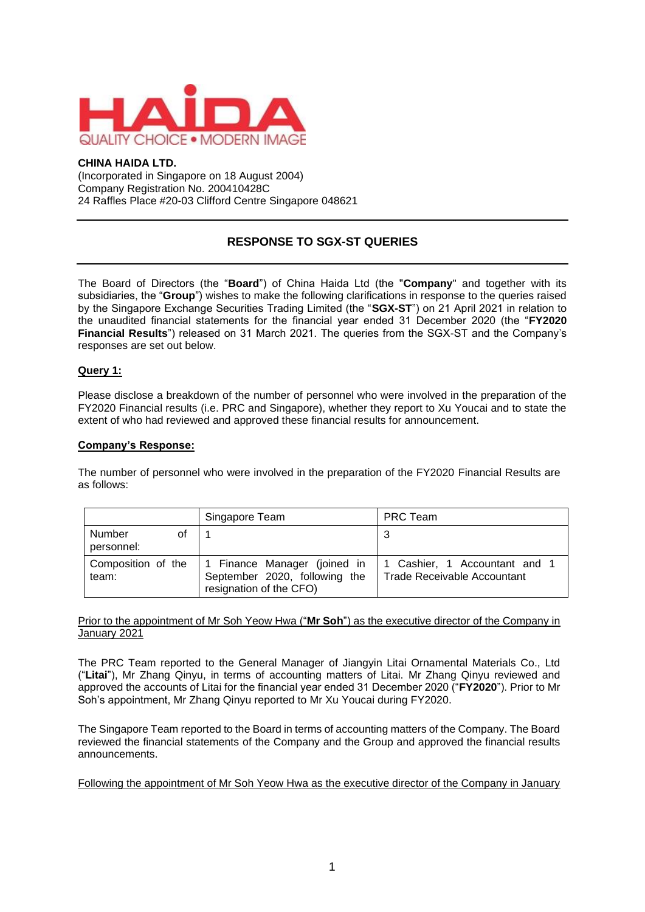**CHINA HAIDA LTD.**
(Incorporated in Singapore on 18 August 2004)
Company Registration No. 200410428C
24 Raffles Place #20-03 Clifford Centre Singapore 048621

## RESPONSE TO SGX-ST QUERIES

The Board of Directors (the "**Board**") of China Haida Ltd (the "**Company**" and together with its subsidiaries, the "**Group**") wishes to make the following clarifications in response to the queries raised by the Singapore Exchange Securities Trading Limited (the "**SGX-ST**") on 21 April 2021 in relation to the unaudited financial statements for the financial year ended 31 December 2020 (the "**FY2020 Financial Results**") released on 31 March 2021. The queries from the SGX-ST and the Company's responses are set out below.

**Query 1:**

Please disclose a breakdown of the number of personnel who were involved in the preparation of the FY2020 Financial results (i.e. PRC and Singapore), whether they report to Xu Youcai and to state the extent of who had reviewed and approved these financial results for announcement.

**Company's Response:**

The number of personnel who were involved in the preparation of the FY2020 Financial Results are as follows:

| | Singapore Team | PRC Team |
|---|---|---|
| Number of personnel: | 1 | 3 |
| Composition of the team: | 1 Finance Manager (joined in September 2020, following the resignation of the CFO) | 1 Cashier, 1 Accountant and 1 Trade Receivable Accountant |

Prior to the appointment of Mr Soh Yeow Hwa ("**Mr Soh**") as the executive director of the Company in January 2021

The PRC Team reported to the General Manager of Jiangyin Litai Ornamental Materials Co., Ltd ("**Litai**"), Mr Zhang Qinyu, in terms of accounting matters of Litai. Mr Zhang Qinyu reviewed and approved the accounts of Litai for the financial year ended 31 December 2020 ("**FY2020**"). Prior to Mr Soh's appointment, Mr Zhang Qinyu reported to Mr Xu Youcai during FY2020.

The Singapore Team reported to the Board in terms of accounting matters of the Company. The Board reviewed the financial statements of the Company and the Group and approved the financial results announcements.

Following the appointment of Mr Soh Yeow Hwa as the executive director of the Company in January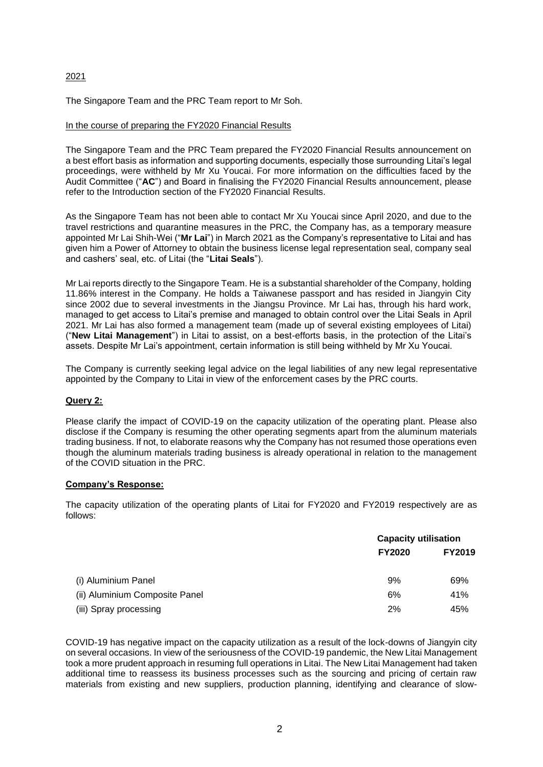2021

The Singapore Team and the PRC Team report to Mr Soh.

In the course of preparing the FY2020 Financial Results

The Singapore Team and the PRC Team prepared the FY2020 Financial Results announcement on a best effort basis as information and supporting documents, especially those surrounding Litai's legal proceedings, were withheld by Mr Xu Youcai. For more information on the difficulties faced by the Audit Committee ("**AC**") and Board in finalising the FY2020 Financial Results announcement, please refer to the Introduction section of the FY2020 Financial Results.

As the Singapore Team has not been able to contact Mr Xu Youcai since April 2020, and due to the travel restrictions and quarantine measures in the PRC, the Company has, as a temporary measure appointed Mr Lai Shih-Wei ("**Mr Lai**") in March 2021 as the Company's representative to Litai and has given him a Power of Attorney to obtain the business license legal representation seal, company seal and cashers' seal, etc. of Litai (the "**Litai Seals**").

Mr Lai reports directly to the Singapore Team. He is a substantial shareholder of the Company, holding 11.86% interest in the Company. He holds a Taiwanese passport and has resided in Jiangyin City since 2002 due to several investments in the Jiangsu Province. Mr Lai has, through his hard work, managed to get access to Litai's premise and managed to obtain control over the Litai Seals in April 2021. Mr Lai has also formed a management team (made up of several existing employees of Litai) ("**New Litai Management**") in Litai to assist, on a best-efforts basis, in the protection of the Litai's assets. Despite Mr Lai's appointment, certain information is still being withheld by Mr Xu Youcai.

The Company is currently seeking legal advice on the legal liabilities of any new legal representative appointed by the Company to Litai in view of the enforcement cases by the PRC courts.

**Query 2:**

Please clarify the impact of COVID-19 on the capacity utilization of the operating plant. Please also disclose if the Company is resuming the other operating segments apart from the aluminum materials trading business. If not, to elaborate reasons why the Company has not resumed those operations even though the aluminum materials trading business is already operational in relation to the management of the COVID situation in the PRC.

**Company's Response:**

The capacity utilization of the operating plants of Litai for FY2020 and FY2019 respectively are as follows:

| | Capacity utilisation | |
|---|---|---|
| | FY2020 | FY2019 |
| (i) Aluminium Panel | 9% | 69% |
| (ii) Aluminium Composite Panel | 6% | 41% |
| (iii) Spray processing | 2% | 45% |

COVID-19 has negative impact on the capacity utilization as a result of the lock-downs of Jiangyin city on several occasions. In view of the seriousness of the COVID-19 pandemic, the New Litai Management took a more prudent approach in resuming full operations in Litai. The New Litai Management had taken additional time to reassess its business processes such as the sourcing and pricing of certain raw materials from existing and new suppliers, production planning, identifying and clearance of slow-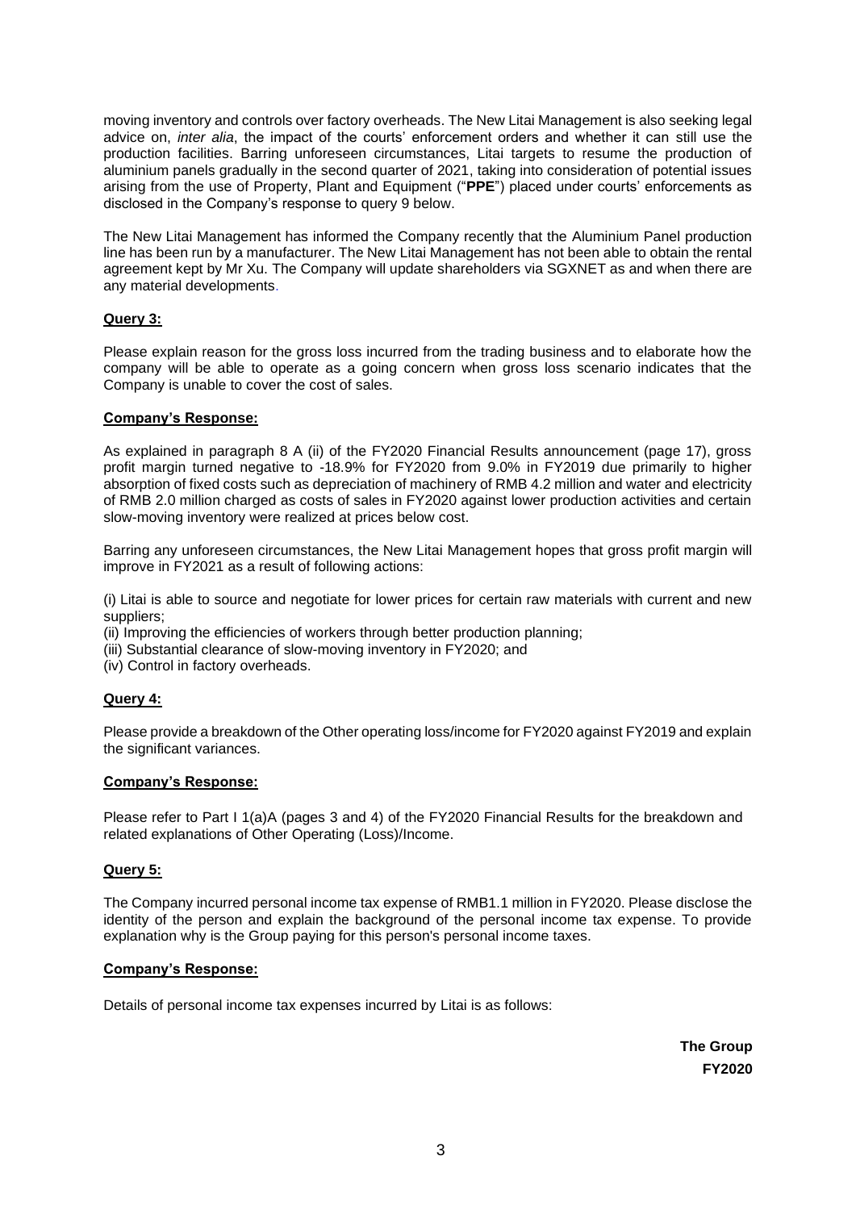moving inventory and controls over factory overheads. The New Litai Management is also seeking legal advice on, *inter alia*, the impact of the courts' enforcement orders and whether it can still use the production facilities. Barring unforeseen circumstances, Litai targets to resume the production of aluminium panels gradually in the second quarter of 2021, taking into consideration of potential issues arising from the use of Property, Plant and Equipment ("**PPE**") placed under courts' enforcements as disclosed in the Company's response to query 9 below.

The New Litai Management has informed the Company recently that the Aluminium Panel production line has been run by a manufacturer. The New Litai Management has not been able to obtain the rental agreement kept by Mr Xu. The Company will update shareholders via SGXNET as and when there are any material developments.

**Query 3:**

Please explain reason for the gross loss incurred from the trading business and to elaborate how the company will be able to operate as a going concern when gross loss scenario indicates that the Company is unable to cover the cost of sales.

**Company's Response:**

As explained in paragraph 8 A (ii) of the FY2020 Financial Results announcement (page 17), gross profit margin turned negative to -18.9% for FY2020 from 9.0% in FY2019 due primarily to higher absorption of fixed costs such as depreciation of machinery of RMB 4.2 million and water and electricity of RMB 2.0 million charged as costs of sales in FY2020 against lower production activities and certain slow-moving inventory were realized at prices below cost.

Barring any unforeseen circumstances, the New Litai Management hopes that gross profit margin will improve in FY2021 as a result of following actions:

(i) Litai is able to source and negotiate for lower prices for certain raw materials with current and new suppliers;
(ii) Improving the efficiencies of workers through better production planning;
(iii) Substantial clearance of slow-moving inventory in FY2020; and
(iv) Control in factory overheads.

**Query 4:**

Please provide a breakdown of the Other operating loss/income for FY2020 against FY2019 and explain the significant variances.

**Company's Response:**

Please refer to Part I 1(a)A (pages 3 and 4) of the FY2020 Financial Results for the breakdown and related explanations of Other Operating (Loss)/Income.

**Query 5:**

The Company incurred personal income tax expense of RMB1.1 million in FY2020. Please disclose the identity of the person and explain the background of the personal income tax expense. To provide explanation why is the Group paying for this person's personal income taxes.

**Company's Response:**

Details of personal income tax expenses incurred by Litai is as follows:

| | **The Group** |
|---|---|
| | **FY2020** |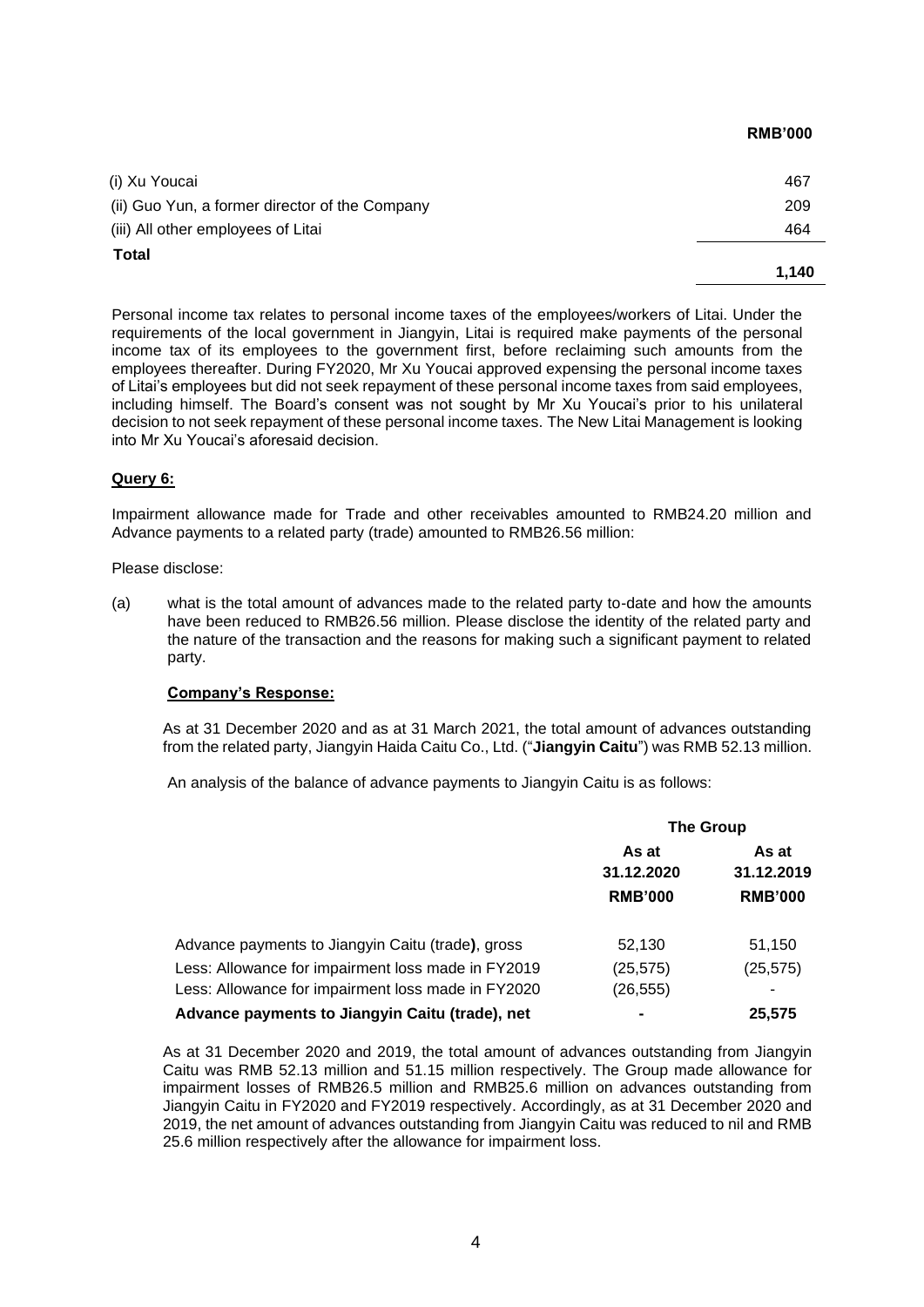| | RMB'000 |
|---|---|
| (i) Xu Youcai | 467 |
| (ii) Guo Yun, a former director of the Company | 209 |
| (iii) All other employees of Litai | 464 |
| **Total** | **1,140** |

Personal income tax relates to personal income taxes of the employees/workers of Litai. Under the requirements of the local government in Jiangyin, Litai is required make payments of the personal income tax of its employees to the government first, before reclaiming such amounts from the employees thereafter. During FY2020, Mr Xu Youcai approved expensing the personal income taxes of Litai's employees but did not seek repayment of these personal income taxes from said employees, including himself. The Board's consent was not sought by Mr Xu Youcai's prior to his unilateral decision to not seek repayment of these personal income taxes. The New Litai Management is looking into Mr Xu Youcai's aforesaid decision.

**Query 6:**

Impairment allowance made for Trade and other receivables amounted to RMB24.20 million and Advance payments to a related party (trade) amounted to RMB26.56 million:

Please disclose:

(a) what is the total amount of advances made to the related party to-date and how the amounts have been reduced to RMB26.56 million. Please disclose the identity of the related party and the nature of the transaction and the reasons for making such a significant payment to related party.

**Company's Response:**

As at 31 December 2020 and as at 31 March 2021, the total amount of advances outstanding from the related party, Jiangyin Haida Caitu Co., Ltd. ("**Jiangyin Caitu**") was RMB 52.13 million.

An analysis of the balance of advance payments to Jiangyin Caitu is as follows:

| | The Group | |
|---|---|---|
| | As at 31.12.2020 RMB'000 | As at 31.12.2019 RMB'000 |
| Advance payments to Jiangyin Caitu (trade), gross | 52,130 | 51,150 |
| Less: Allowance for impairment loss made in FY2019 | (25,575) | (25,575) |
| Less: Allowance for impairment loss made in FY2020 | (26,555) | - |
| **Advance payments to Jiangyin Caitu (trade), net** | **-** | **25,575** |

As at 31 December 2020 and 2019, the total amount of advances outstanding from Jiangyin Caitu was RMB 52.13 million and 51.15 million respectively. The Group made allowance for impairment losses of RMB26.5 million and RMB25.6 million on advances outstanding from Jiangyin Caitu in FY2020 and FY2019 respectively. Accordingly, as at 31 December 2020 and 2019, the net amount of advances outstanding from Jiangyin Caitu was reduced to nil and RMB 25.6 million respectively after the allowance for impairment loss.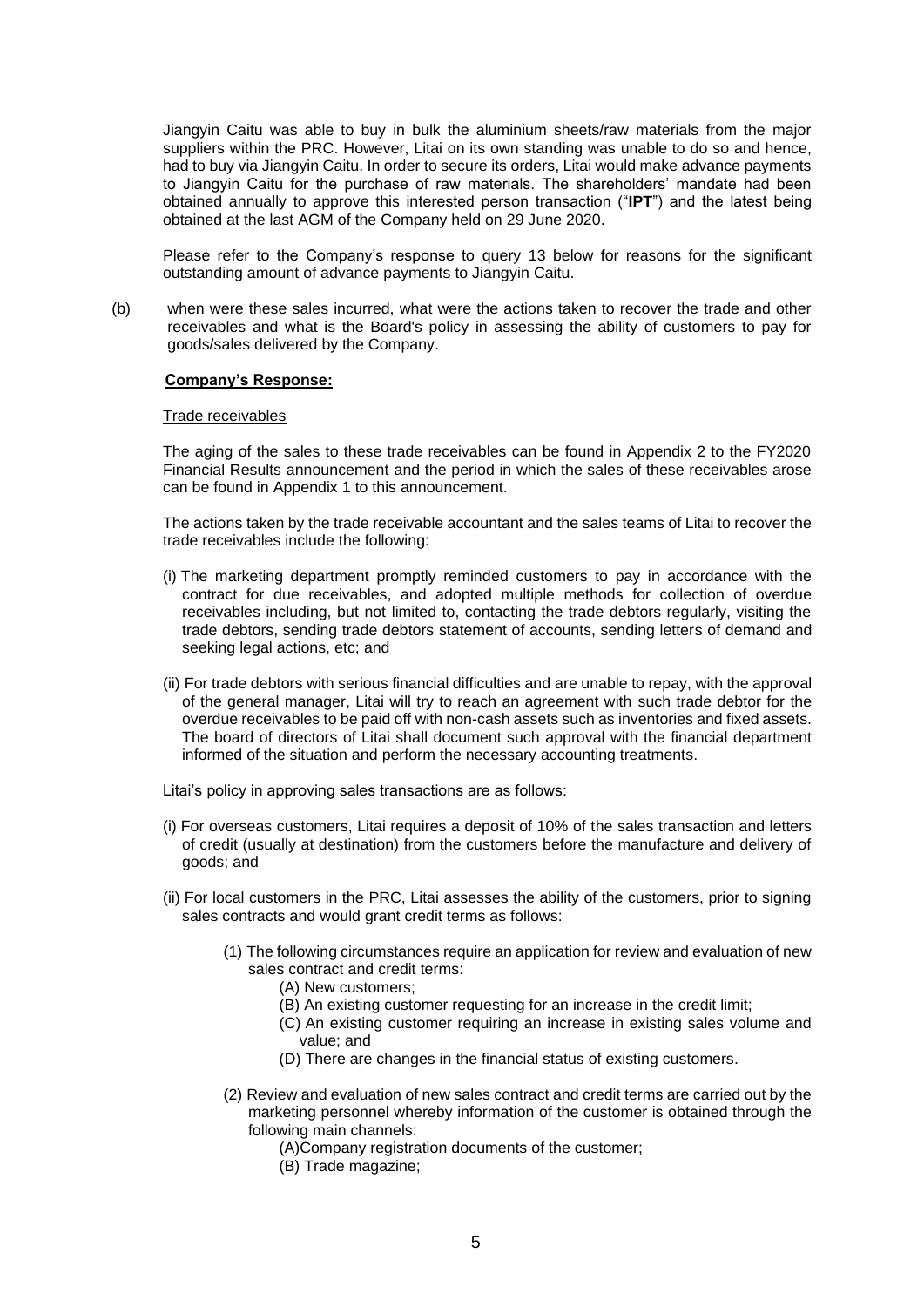Jiangyin Caitu was able to buy in bulk the aluminium sheets/raw materials from the major suppliers within the PRC. However, Litai on its own standing was unable to do so and hence, had to buy via Jiangyin Caitu. In order to secure its orders, Litai would make advance payments to Jiangyin Caitu for the purchase of raw materials. The shareholders' mandate had been obtained annually to approve this interested person transaction ("**IPT**") and the latest being obtained at the last AGM of the Company held on 29 June 2020.

Please refer to the Company's response to query 13 below for reasons for the significant outstanding amount of advance payments to Jiangyin Caitu.

(b) when were these sales incurred, what were the actions taken to recover the trade and other receivables and what is the Board's policy in assessing the ability of customers to pay for goods/sales delivered by the Company.

**Company's Response:**

Trade receivables

The aging of the sales to these trade receivables can be found in Appendix 2 to the FY2020 Financial Results announcement and the period in which the sales of these receivables arose can be found in Appendix 1 to this announcement.

The actions taken by the trade receivable accountant and the sales teams of Litai to recover the trade receivables include the following:

(i) The marketing department promptly reminded customers to pay in accordance with the contract for due receivables, and adopted multiple methods for collection of overdue receivables including, but not limited to, contacting the trade debtors regularly, visiting the trade debtors, sending trade debtors statement of accounts, sending letters of demand and seeking legal actions, etc; and

(ii) For trade debtors with serious financial difficulties and are unable to repay, with the approval of the general manager, Litai will try to reach an agreement with such trade debtor for the overdue receivables to be paid off with non-cash assets such as inventories and fixed assets. The board of directors of Litai shall document such approval with the financial department informed of the situation and perform the necessary accounting treatments.

Litai's policy in approving sales transactions are as follows:

(i) For overseas customers, Litai requires a deposit of 10% of the sales transaction and letters of credit (usually at destination) from the customers before the manufacture and delivery of goods; and

(ii) For local customers in the PRC, Litai assesses the ability of the customers, prior to signing sales contracts and would grant credit terms as follows:

(1) The following circumstances require an application for review and evaluation of new sales contract and credit terms:

(A) New customers;

(B) An existing customer requesting for an increase in the credit limit;

(C) An existing customer requiring an increase in existing sales volume and value; and

(D) There are changes in the financial status of existing customers.

(2) Review and evaluation of new sales contract and credit terms are carried out by the marketing personnel whereby information of the customer is obtained through the following main channels:

(A)Company registration documents of the customer;

(B) Trade magazine;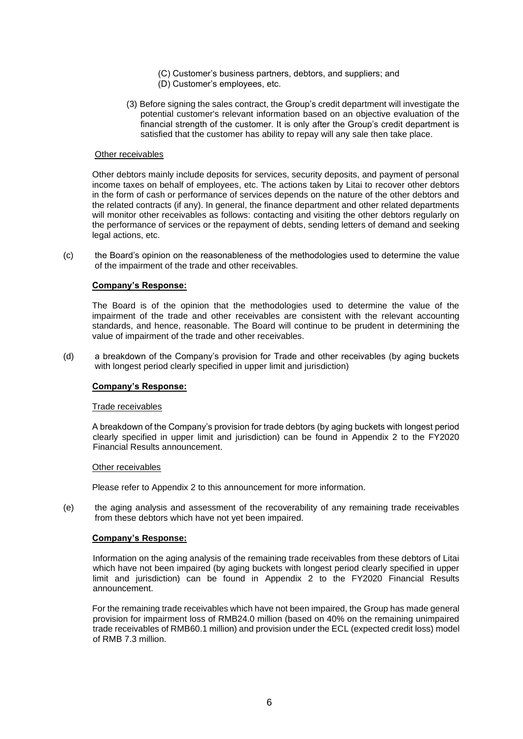(C) Customer's business partners, debtors, and suppliers; and
(D) Customer's employees, etc.

(3) Before signing the sales contract, the Group's credit department will investigate the potential customer's relevant information based on an objective evaluation of the financial strength of the customer. It is only after the Group's credit department is satisfied that the customer has ability to repay will any sale then take place.

Other receivables

Other debtors mainly include deposits for services, security deposits, and payment of personal income taxes on behalf of employees, etc. The actions taken by Litai to recover other debtors in the form of cash or performance of services depends on the nature of the other debtors and the related contracts (if any). In general, the finance department and other related departments will monitor other receivables as follows: contacting and visiting the other debtors regularly on the performance of services or the repayment of debts, sending letters of demand and seeking legal actions, etc.

(c) the Board's opinion on the reasonableness of the methodologies used to determine the value of the impairment of the trade and other receivables.

**Company's Response:**

The Board is of the opinion that the methodologies used to determine the value of the impairment of the trade and other receivables are consistent with the relevant accounting standards, and hence, reasonable. The Board will continue to be prudent in determining the value of impairment of the trade and other receivables.

(d) a breakdown of the Company's provision for Trade and other receivables (by aging buckets with longest period clearly specified in upper limit and jurisdiction)

**Company's Response:**

Trade receivables

A breakdown of the Company's provision for trade debtors (by aging buckets with longest period clearly specified in upper limit and jurisdiction) can be found in Appendix 2 to the FY2020 Financial Results announcement.

Other receivables

Please refer to Appendix 2 to this announcement for more information.

(e) the aging analysis and assessment of the recoverability of any remaining trade receivables from these debtors which have not yet been impaired.

**Company's Response:**

Information on the aging analysis of the remaining trade receivables from these debtors of Litai which have not been impaired (by aging buckets with longest period clearly specified in upper limit and jurisdiction) can be found in Appendix 2 to the FY2020 Financial Results announcement.

For the remaining trade receivables which have not been impaired, the Group has made general provision for impairment loss of RMB24.0 million (based on 40% on the remaining unimpaired trade receivables of RMB60.1 million) and provision under the ECL (expected credit loss) model of RMB 7.3 million.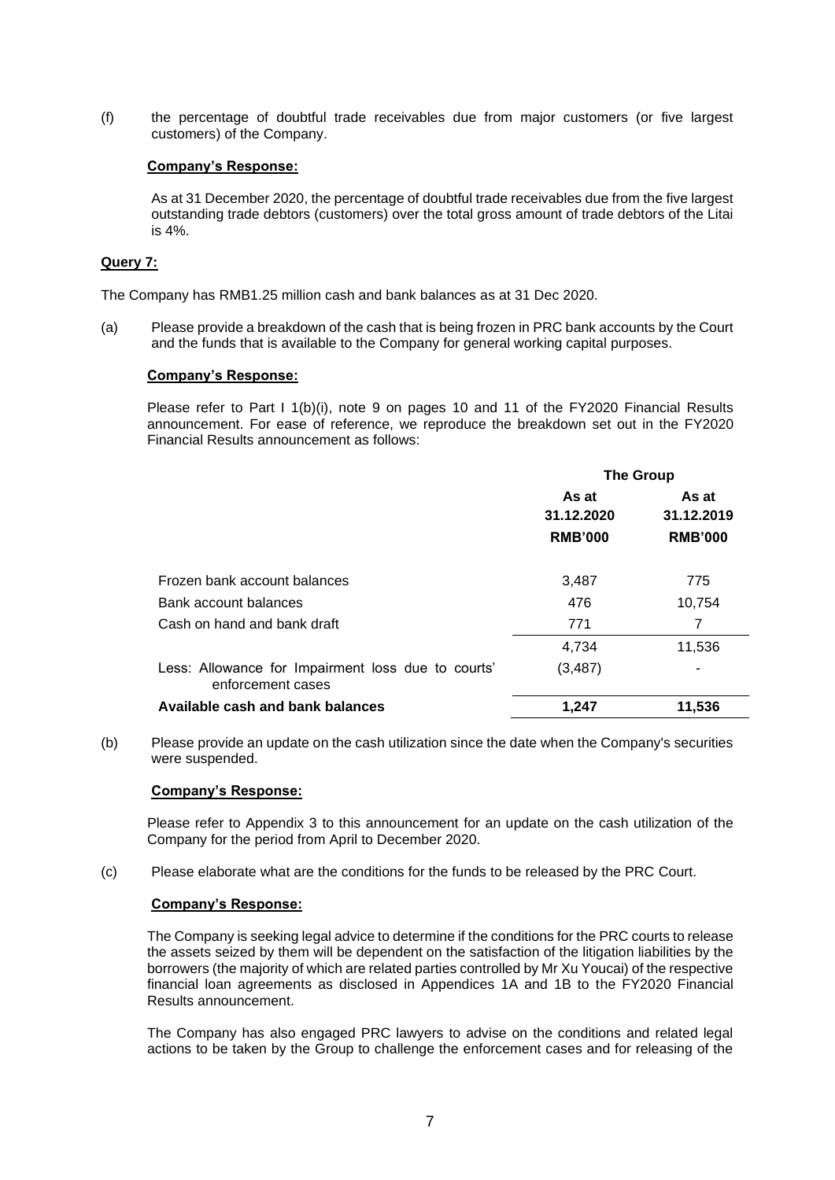(f) the percentage of doubtful trade receivables due from major customers (or five largest customers) of the Company.

**Company's Response:**

As at 31 December 2020, the percentage of doubtful trade receivables due from the five largest outstanding trade debtors (customers) over the total gross amount of trade debtors of the Litai is 4%.

**Query 7:**

The Company has RMB1.25 million cash and bank balances as at 31 Dec 2020.

(a) Please provide a breakdown of the cash that is being frozen in PRC bank accounts by the Court and the funds that is available to the Company for general working capital purposes.

**Company's Response:**

Please refer to Part I 1(b)(i), note 9 on pages 10 and 11 of the FY2020 Financial Results announcement. For ease of reference, we reproduce the breakdown set out in the FY2020 Financial Results announcement as follows:

| | **The Group** | |
|---|---|---|
| | **As at 31.12.2020** | **As at 31.12.2019** |
| | **RMB'000** | **RMB'000** |
| Frozen bank account balances | 3,487 | 775 |
| Bank account balances | 476 | 10,754 |
| Cash on hand and bank draft | 771 | 7 |
| | 4,734 | 11,536 |
| Less: Allowance for Impairment loss due to courts' enforcement cases | (3,487) | - |
| **Available cash and bank balances** | **1,247** | **11,536** |

(b) Please provide an update on the cash utilization since the date when the Company's securities were suspended.

**Company's Response:**

Please refer to Appendix 3 to this announcement for an update on the cash utilization of the Company for the period from April to December 2020.

(c) Please elaborate what are the conditions for the funds to be released by the PRC Court.

**Company's Response:**

The Company is seeking legal advice to determine if the conditions for the PRC courts to release the assets seized by them will be dependent on the satisfaction of the litigation liabilities by the borrowers (the majority of which are related parties controlled by Mr Xu Youcai) of the respective financial loan agreements as disclosed in Appendices 1A and 1B to the FY2020 Financial Results announcement.

The Company has also engaged PRC lawyers to advise on the conditions and related legal actions to be taken by the Group to challenge the enforcement cases and for releasing of the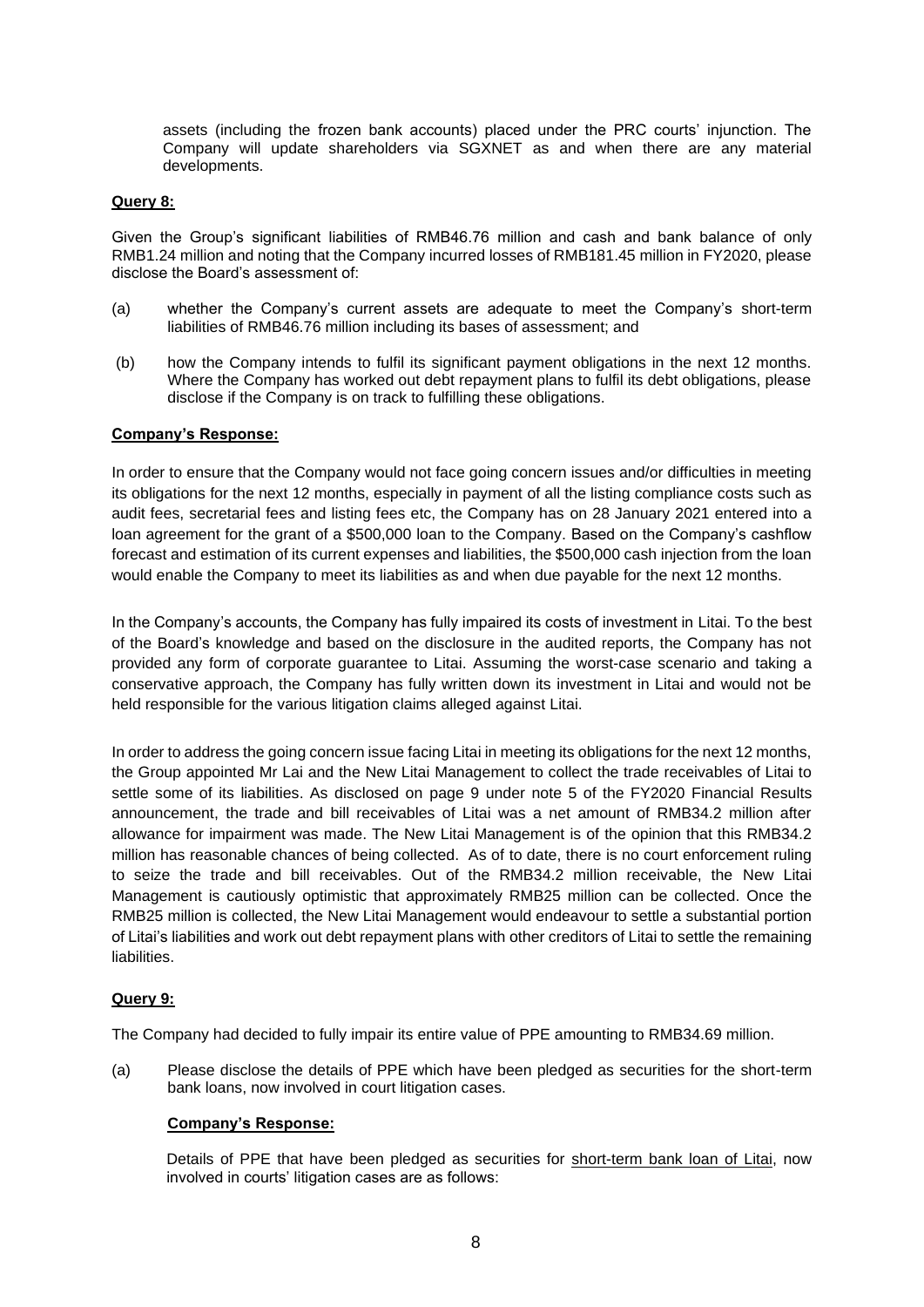assets (including the frozen bank accounts) placed under the PRC courts' injunction. The Company will update shareholders via SGXNET as and when there are any material developments.

**Query 8:**

Given the Group's significant liabilities of RMB46.76 million and cash and bank balance of only RMB1.24 million and noting that the Company incurred losses of RMB181.45 million in FY2020, please disclose the Board's assessment of:

(a) whether the Company's current assets are adequate to meet the Company's short-term liabilities of RMB46.76 million including its bases of assessment; and

(b) how the Company intends to fulfil its significant payment obligations in the next 12 months. Where the Company has worked out debt repayment plans to fulfil its debt obligations, please disclose if the Company is on track to fulfilling these obligations.

**Company's Response:**

In order to ensure that the Company would not face going concern issues and/or difficulties in meeting its obligations for the next 12 months, especially in payment of all the listing compliance costs such as audit fees, secretarial fees and listing fees etc, the Company has on 28 January 2021 entered into a loan agreement for the grant of a $500,000 loan to the Company. Based on the Company's cashflow forecast and estimation of its current expenses and liabilities, the $500,000 cash injection from the loan would enable the Company to meet its liabilities as and when due payable for the next 12 months.

In the Company's accounts, the Company has fully impaired its costs of investment in Litai. To the best of the Board's knowledge and based on the disclosure in the audited reports, the Company has not provided any form of corporate guarantee to Litai. Assuming the worst-case scenario and taking a conservative approach, the Company has fully written down its investment in Litai and would not be held responsible for the various litigation claims alleged against Litai.

In order to address the going concern issue facing Litai in meeting its obligations for the next 12 months, the Group appointed Mr Lai and the New Litai Management to collect the trade receivables of Litai to settle some of its liabilities. As disclosed on page 9 under note 5 of the FY2020 Financial Results announcement, the trade and bill receivables of Litai was a net amount of RMB34.2 million after allowance for impairment was made. The New Litai Management is of the opinion that this RMB34.2 million has reasonable chances of being collected. As of to date, there is no court enforcement ruling to seize the trade and bill receivables. Out of the RMB34.2 million receivable, the New Litai Management is cautiously optimistic that approximately RMB25 million can be collected. Once the RMB25 million is collected, the New Litai Management would endeavour to settle a substantial portion of Litai's liabilities and work out debt repayment plans with other creditors of Litai to settle the remaining liabilities.

**Query 9:**

The Company had decided to fully impair its entire value of PPE amounting to RMB34.69 million.

(a) Please disclose the details of PPE which have been pledged as securities for the short-term bank loans, now involved in court litigation cases.

**Company's Response:**

Details of PPE that have been pledged as securities for short-term bank loan of Litai, now involved in courts' litigation cases are as follows: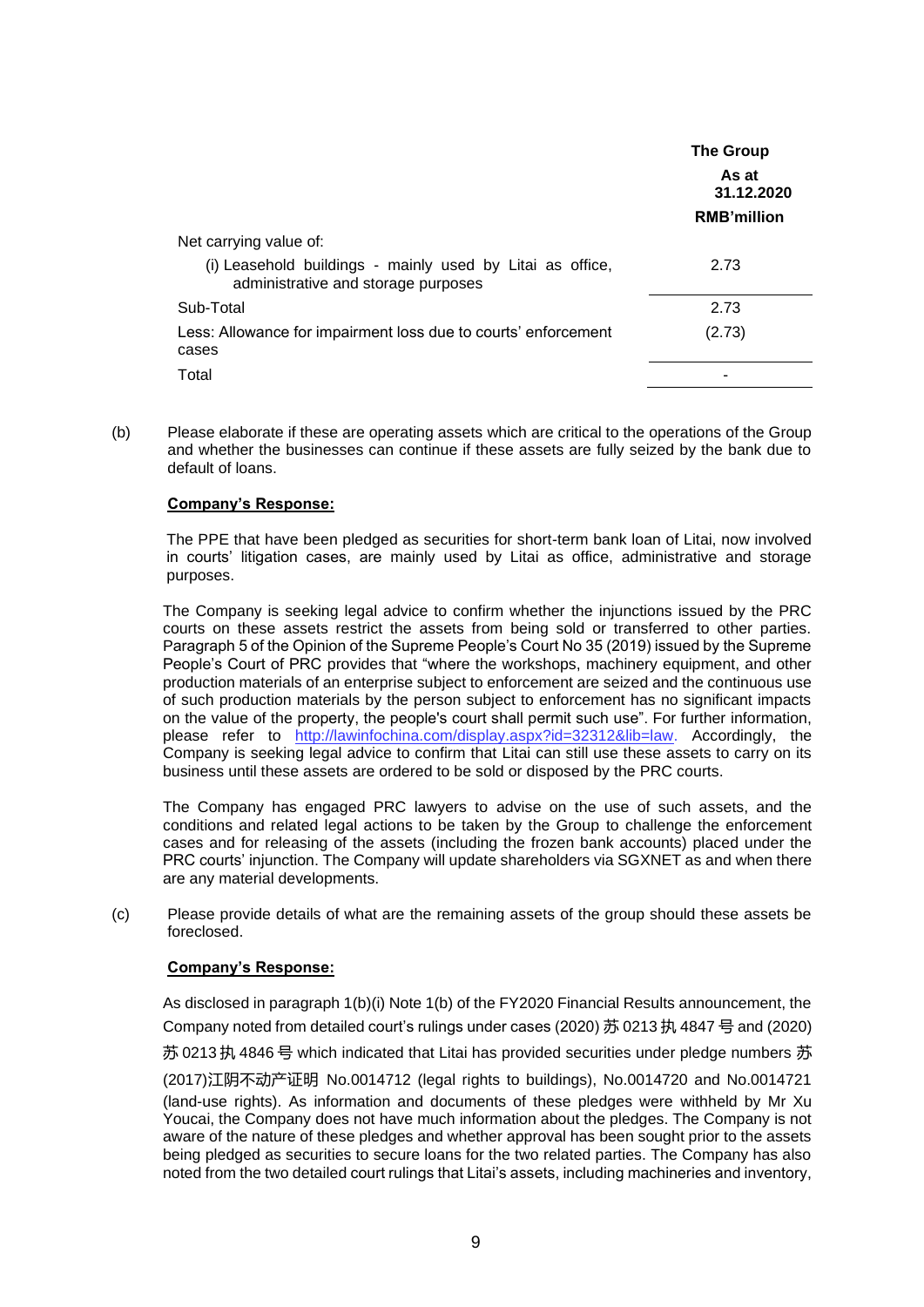| | The Group |
|---|---|
| | As at 31.12.2020 |
| | RMB'million |
| Net carrying value of: | |
| (i) Leasehold buildings - mainly used by Litai as office, administrative and storage purposes | 2.73 |
| Sub-Total | 2.73 |
| Less: Allowance for impairment loss due to courts' enforcement cases | (2.73) |
| Total | - |

(b) Please elaborate if these are operating assets which are critical to the operations of the Group and whether the businesses can continue if these assets are fully seized by the bank due to default of loans.

**Company's Response:**

The PPE that have been pledged as securities for short-term bank loan of Litai, now involved in courts' litigation cases, are mainly used by Litai as office, administrative and storage purposes.

The Company is seeking legal advice to confirm whether the injunctions issued by the PRC courts on these assets restrict the assets from being sold or transferred to other parties. Paragraph 5 of the Opinion of the Supreme People's Court No 35 (2019) issued by the Supreme People's Court of PRC provides that "where the workshops, machinery equipment, and other production materials of an enterprise subject to enforcement are seized and the continuous use of such production materials by the person subject to enforcement has no significant impacts on the value of the property, the people's court shall permit such use". For further information, please refer to http://lawinfochina.com/display.aspx?id=32312&lib=law. Accordingly, the Company is seeking legal advice to confirm that Litai can still use these assets to carry on its business until these assets are ordered to be sold or disposed by the PRC courts.

The Company has engaged PRC lawyers to advise on the use of such assets, and the conditions and related legal actions to be taken by the Group to challenge the enforcement cases and for releasing of the assets (including the frozen bank accounts) placed under the PRC courts' injunction. The Company will update shareholders via SGXNET as and when there are any material developments.

(c) Please provide details of what are the remaining assets of the group should these assets be foreclosed.

**Company's Response:**

As disclosed in paragraph 1(b)(i) Note 1(b) of the FY2020 Financial Results announcement, the Company noted from detailed court's rulings under cases (2020) 苏 0213 执 4847 号 and (2020) 苏 0213 执 4846 号 which indicated that Litai has provided securities under pledge numbers 苏 (2017)江阴不动产证明 No.0014712 (legal rights to buildings), No.0014720 and No.0014721 (land-use rights). As information and documents of these pledges were withheld by Mr Xu Youcai, the Company does not have much information about the pledges. The Company is not aware of the nature of these pledges and whether approval has been sought prior to the assets being pledged as securities to secure loans for the two related parties. The Company has also noted from the two detailed court rulings that Litai's assets, including machineries and inventory,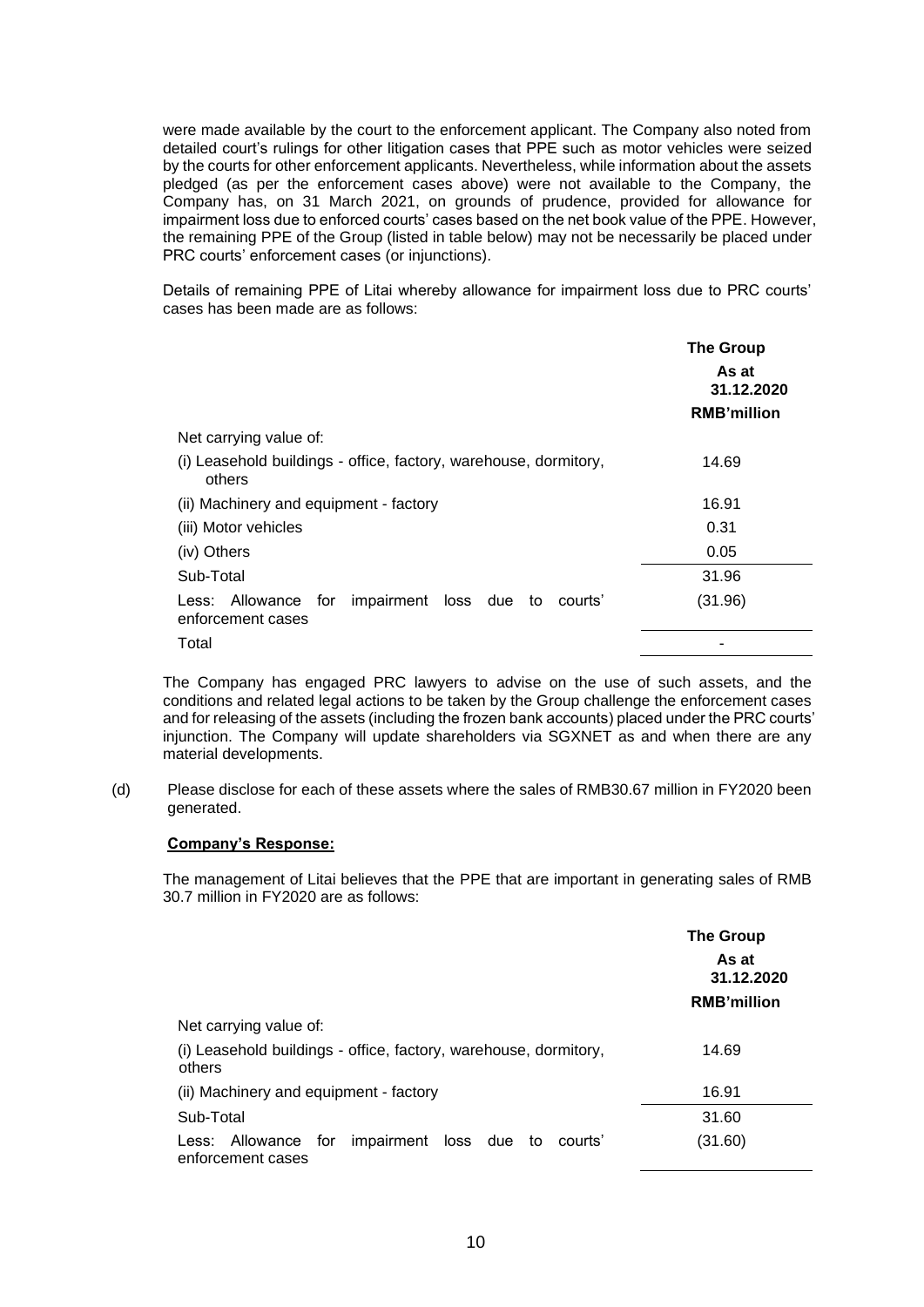were made available by the court to the enforcement applicant. The Company also noted from detailed court's rulings for other litigation cases that PPE such as motor vehicles were seized by the courts for other enforcement applicants. Nevertheless, while information about the assets pledged (as per the enforcement cases above) were not available to the Company, the Company has, on 31 March 2021, on grounds of prudence, provided for allowance for impairment loss due to enforced courts' cases based on the net book value of the PPE. However, the remaining PPE of the Group (listed in table below) may not be necessarily be placed under PRC courts' enforcement cases (or injunctions).

Details of remaining PPE of Litai whereby allowance for impairment loss due to PRC courts' cases has been made are as follows:

| | The Group |
|---|---|
| | As at 31.12.2020 |
| | RMB'million |
| Net carrying value of: | |
| (i) Leasehold buildings - office, factory, warehouse, dormitory, others | 14.69 |
| (ii) Machinery and equipment - factory | 16.91 |
| (iii) Motor vehicles | 0.31 |
| (iv) Others | 0.05 |
| Sub-Total | 31.96 |
| Less: Allowance for impairment loss due to courts' enforcement cases | (31.96) |
| Total | - |

The Company has engaged PRC lawyers to advise on the use of such assets, and the conditions and related legal actions to be taken by the Group challenge the enforcement cases and for releasing of the assets (including the frozen bank accounts) placed under the PRC courts' injunction. The Company will update shareholders via SGXNET as and when there are any material developments.

(d) Please disclose for each of these assets where the sales of RMB30.67 million in FY2020 been generated.

**Company's Response:**

The management of Litai believes that the PPE that are important in generating sales of RMB 30.7 million in FY2020 are as follows:

| | The Group |
|---|---|
| | As at 31.12.2020 |
| | RMB'million |
| Net carrying value of: | |
| (i) Leasehold buildings - office, factory, warehouse, dormitory, others | 14.69 |
| (ii) Machinery and equipment - factory | 16.91 |
| Sub-Total | 31.60 |
| Less: Allowance for impairment loss due to courts' enforcement cases | (31.60) |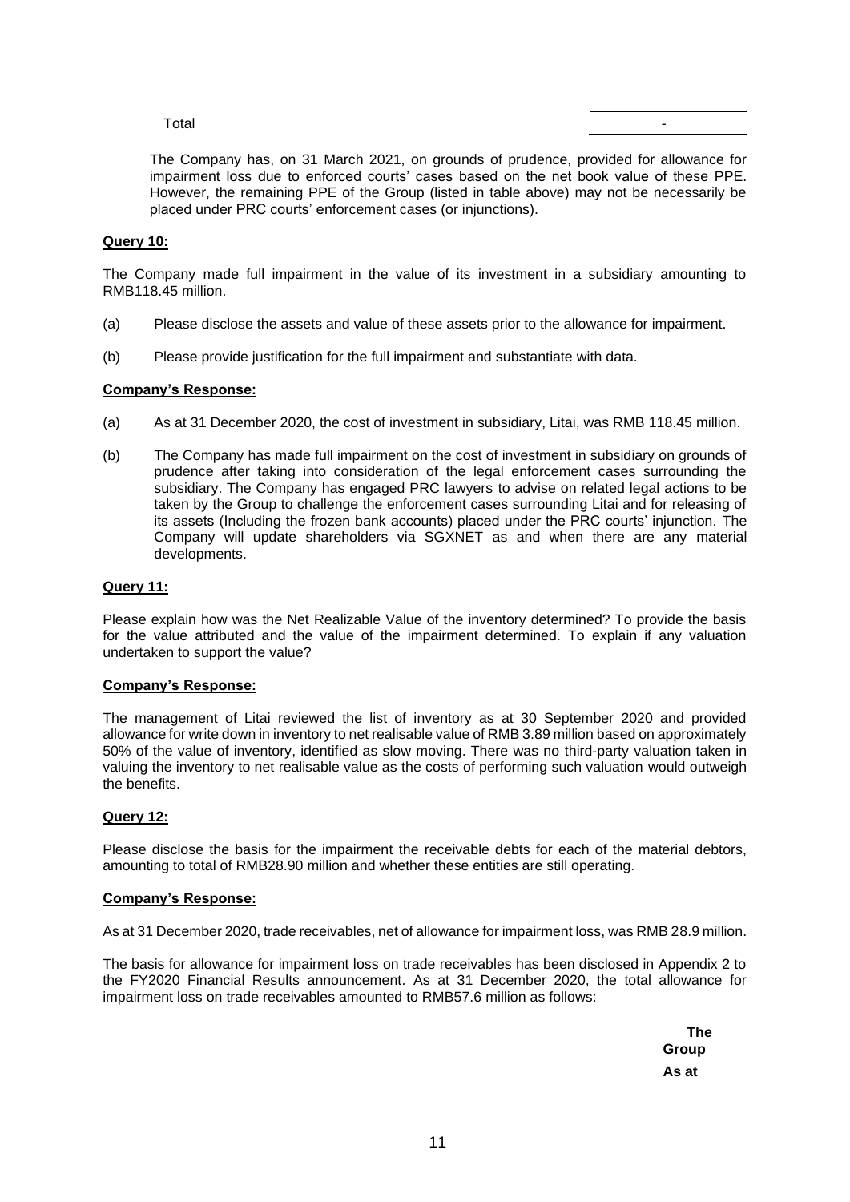| Total | - |
|---|---|

The Company has, on 31 March 2021, on grounds of prudence, provided for allowance for impairment loss due to enforced courts' cases based on the net book value of these PPE. However, the remaining PPE of the Group (listed in table above) may not be necessarily be placed under PRC courts' enforcement cases (or injunctions).

**Query 10:**

The Company made full impairment in the value of its investment in a subsidiary amounting to RMB118.45 million.

(a) Please disclose the assets and value of these assets prior to the allowance for impairment.

(b) Please provide justification for the full impairment and substantiate with data.

**Company's Response:**

(a) As at 31 December 2020, the cost of investment in subsidiary, Litai, was RMB 118.45 million.

(b) The Company has made full impairment on the cost of investment in subsidiary on grounds of prudence after taking into consideration of the legal enforcement cases surrounding the subsidiary. The Company has engaged PRC lawyers to advise on related legal actions to be taken by the Group to challenge the enforcement cases surrounding Litai and for releasing of its assets (Including the frozen bank accounts) placed under the PRC courts' injunction. The Company will update shareholders via SGXNET as and when there are any material developments.

**Query 11:**

Please explain how was the Net Realizable Value of the inventory determined? To provide the basis for the value attributed and the value of the impairment determined. To explain if any valuation undertaken to support the value?

**Company's Response:**

The management of Litai reviewed the list of inventory as at 30 September 2020 and provided allowance for write down in inventory to net realisable value of RMB 3.89 million based on approximately 50% of the value of inventory, identified as slow moving. There was no third-party valuation taken in valuing the inventory to net realisable value as the costs of performing such valuation would outweigh the benefits.

**Query 12:**

Please disclose the basis for the impairment the receivable debts for each of the material debtors, amounting to total of RMB28.90 million and whether these entities are still operating.

**Company's Response:**

As at 31 December 2020, trade receivables, net of allowance for impairment loss, was RMB 28.9 million.

The basis for allowance for impairment loss on trade receivables has been disclosed in Appendix 2 to the FY2020 Financial Results announcement. As at 31 December 2020, the total allowance for impairment loss on trade receivables amounted to RMB57.6 million as follows:

| | The Group |
|---|---|
| | As at |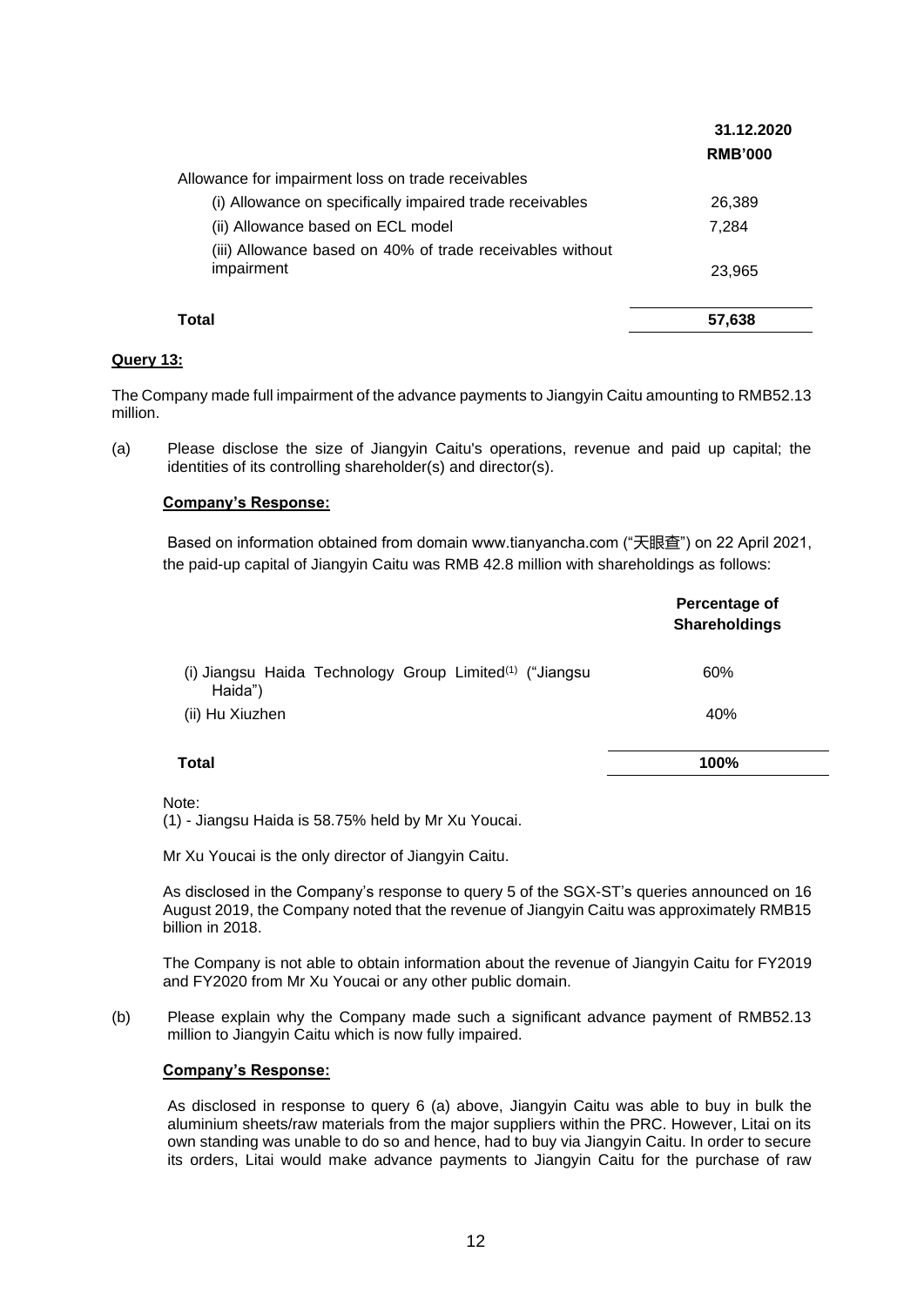| | 31.12.2020 |
|---|---|
| | RMB'000 |
| Allowance for impairment loss on trade receivables | |
| (i) Allowance on specifically impaired trade receivables | 26,389 |
| (ii) Allowance based on ECL model | 7,284 |
| (iii) Allowance based on 40% of trade receivables without impairment | 23,965 |
| **Total** | **57,638** |

**Query 13:**

The Company made full impairment of the advance payments to Jiangyin Caitu amounting to RMB52.13 million.

(a) Please disclose the size of Jiangyin Caitu's operations, revenue and paid up capital; the identities of its controlling shareholder(s) and director(s).

**Company's Response:**

Based on information obtained from domain www.tianyancha.com ("天眼查") on 22 April 2021, the paid-up capital of Jiangyin Caitu was RMB 42.8 million with shareholdings as follows:

| | Percentage of Shareholdings |
|---|---|
| (i) Jiangsu Haida Technology Group Limited[(1)] ("Jiangsu Haida") | 60% |
| (ii) Hu Xiuzhen | 40% |
| **Total** | **100%** |

Note:
(1) - Jiangsu Haida is 58.75% held by Mr Xu Youcai.

Mr Xu Youcai is the only director of Jiangyin Caitu.

As disclosed in the Company's response to query 5 of the SGX-ST's queries announced on 16 August 2019, the Company noted that the revenue of Jiangyin Caitu was approximately RMB15 billion in 2018.

The Company is not able to obtain information about the revenue of Jiangyin Caitu for FY2019 and FY2020 from Mr Xu Youcai or any other public domain.

(b) Please explain why the Company made such a significant advance payment of RMB52.13 million to Jiangyin Caitu which is now fully impaired.

**Company's Response:**

As disclosed in response to query 6 (a) above, Jiangyin Caitu was able to buy in bulk the aluminium sheets/raw materials from the major suppliers within the PRC. However, Litai on its own standing was unable to do so and hence, had to buy via Jiangyin Caitu. In order to secure its orders, Litai would make advance payments to Jiangyin Caitu for the purchase of raw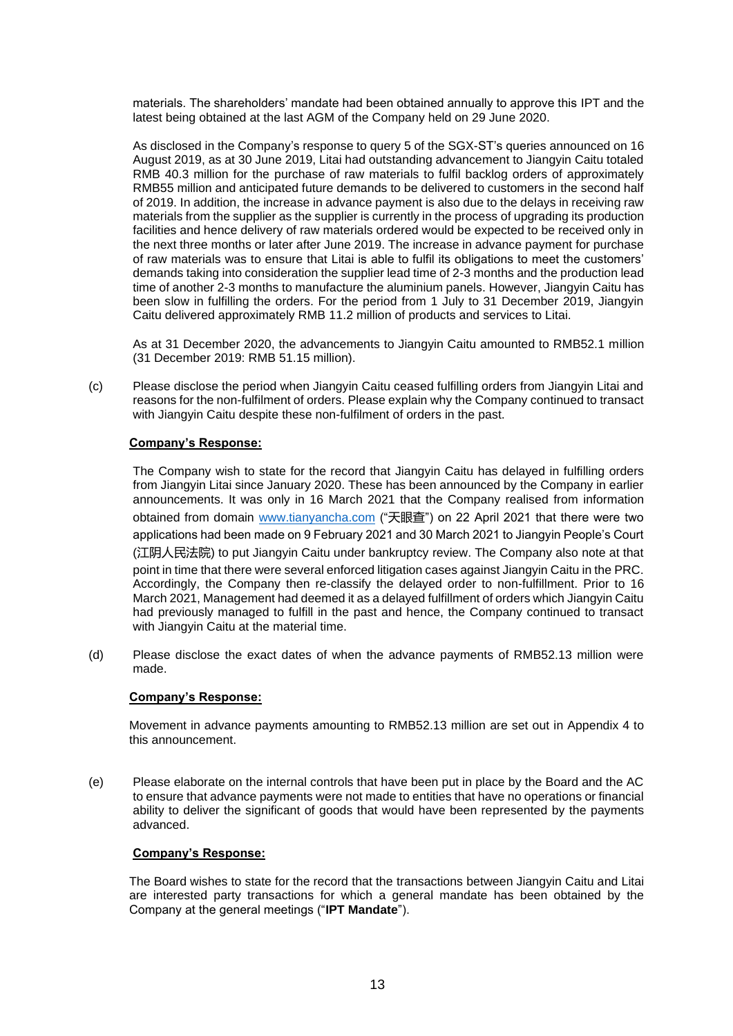materials. The shareholders' mandate had been obtained annually to approve this IPT and the latest being obtained at the last AGM of the Company held on 29 June 2020.

As disclosed in the Company's response to query 5 of the SGX-ST's queries announced on 16 August 2019, as at 30 June 2019, Litai had outstanding advancement to Jiangyin Caitu totaled RMB 40.3 million for the purchase of raw materials to fulfil backlog orders of approximately RMB55 million and anticipated future demands to be delivered to customers in the second half of 2019. In addition, the increase in advance payment is also due to the delays in receiving raw materials from the supplier as the supplier is currently in the process of upgrading its production facilities and hence delivery of raw materials ordered would be expected to be received only in the next three months or later after June 2019. The increase in advance payment for purchase of raw materials was to ensure that Litai is able to fulfil its obligations to meet the customers' demands taking into consideration the supplier lead time of 2-3 months and the production lead time of another 2-3 months to manufacture the aluminium panels. However, Jiangyin Caitu has been slow in fulfilling the orders. For the period from 1 July to 31 December 2019, Jiangyin Caitu delivered approximately RMB 11.2 million of products and services to Litai.

As at 31 December 2020, the advancements to Jiangyin Caitu amounted to RMB52.1 million (31 December 2019: RMB 51.15 million).

(c) Please disclose the period when Jiangyin Caitu ceased fulfilling orders from Jiangyin Litai and reasons for the non-fulfilment of orders. Please explain why the Company continued to transact with Jiangyin Caitu despite these non-fulfilment of orders in the past.

**Company's Response:**

The Company wish to state for the record that Jiangyin Caitu has delayed in fulfilling orders from Jiangyin Litai since January 2020. These has been announced by the Company in earlier announcements. It was only in 16 March 2021 that the Company realised from information obtained from domain www.tianyancha.com ("天眼查") on 22 April 2021 that there were two applications had been made on 9 February 2021 and 30 March 2021 to Jiangyin People's Court (江阴人民法院) to put Jiangyin Caitu under bankruptcy review. The Company also note at that point in time that there were several enforced litigation cases against Jiangyin Caitu in the PRC. Accordingly, the Company then re-classify the delayed order to non-fulfillment. Prior to 16 March 2021, Management had deemed it as a delayed fulfillment of orders which Jiangyin Caitu had previously managed to fulfill in the past and hence, the Company continued to transact with Jiangyin Caitu at the material time.

(d) Please disclose the exact dates of when the advance payments of RMB52.13 million were made.

**Company's Response:**

Movement in advance payments amounting to RMB52.13 million are set out in Appendix 4 to this announcement.

(e) Please elaborate on the internal controls that have been put in place by the Board and the AC to ensure that advance payments were not made to entities that have no operations or financial ability to deliver the significant of goods that would have been represented by the payments advanced.

**Company's Response:**

The Board wishes to state for the record that the transactions between Jiangyin Caitu and Litai are interested party transactions for which a general mandate has been obtained by the Company at the general meetings ("**IPT Mandate**").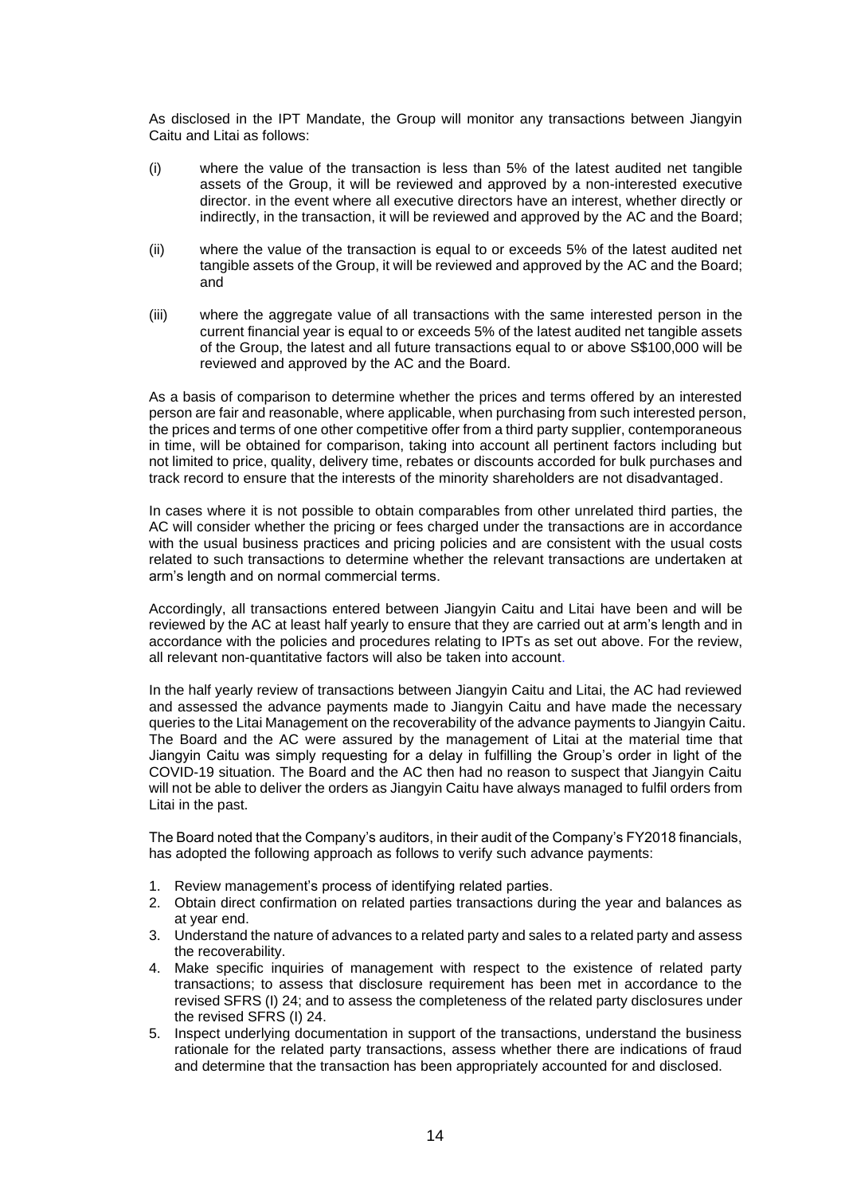As disclosed in the IPT Mandate, the Group will monitor any transactions between Jiangyin Caitu and Litai as follows:

(i) where the value of the transaction is less than 5% of the latest audited net tangible assets of the Group, it will be reviewed and approved by a non-interested executive director. in the event where all executive directors have an interest, whether directly or indirectly, in the transaction, it will be reviewed and approved by the AC and the Board;

(ii) where the value of the transaction is equal to or exceeds 5% of the latest audited net tangible assets of the Group, it will be reviewed and approved by the AC and the Board; and

(iii) where the aggregate value of all transactions with the same interested person in the current financial year is equal to or exceeds 5% of the latest audited net tangible assets of the Group, the latest and all future transactions equal to or above S$100,000 will be reviewed and approved by the AC and the Board.

As a basis of comparison to determine whether the prices and terms offered by an interested person are fair and reasonable, where applicable, when purchasing from such interested person, the prices and terms of one other competitive offer from a third party supplier, contemporaneous in time, will be obtained for comparison, taking into account all pertinent factors including but not limited to price, quality, delivery time, rebates or discounts accorded for bulk purchases and track record to ensure that the interests of the minority shareholders are not disadvantaged.

In cases where it is not possible to obtain comparables from other unrelated third parties, the AC will consider whether the pricing or fees charged under the transactions are in accordance with the usual business practices and pricing policies and are consistent with the usual costs related to such transactions to determine whether the relevant transactions are undertaken at arm's length and on normal commercial terms.

Accordingly, all transactions entered between Jiangyin Caitu and Litai have been and will be reviewed by the AC at least half yearly to ensure that they are carried out at arm's length and in accordance with the policies and procedures relating to IPTs as set out above. For the review, all relevant non-quantitative factors will also be taken into account.

In the half yearly review of transactions between Jiangyin Caitu and Litai, the AC had reviewed and assessed the advance payments made to Jiangyin Caitu and have made the necessary queries to the Litai Management on the recoverability of the advance payments to Jiangyin Caitu. The Board and the AC were assured by the management of Litai at the material time that Jiangyin Caitu was simply requesting for a delay in fulfilling the Group's order in light of the COVID-19 situation. The Board and the AC then had no reason to suspect that Jiangyin Caitu will not be able to deliver the orders as Jiangyin Caitu have always managed to fulfil orders from Litai in the past.

The Board noted that the Company's auditors, in their audit of the Company's FY2018 financials, has adopted the following approach as follows to verify such advance payments:

1. Review management's process of identifying related parties.
2. Obtain direct confirmation on related parties transactions during the year and balances as at year end.
3. Understand the nature of advances to a related party and sales to a related party and assess the recoverability.
4. Make specific inquiries of management with respect to the existence of related party transactions; to assess that disclosure requirement has been met in accordance to the revised SFRS (I) 24; and to assess the completeness of the related party disclosures under the revised SFRS (I) 24.
5. Inspect underlying documentation in support of the transactions, understand the business rationale for the related party transactions, assess whether there are indications of fraud and determine that the transaction has been appropriately accounted for and disclosed.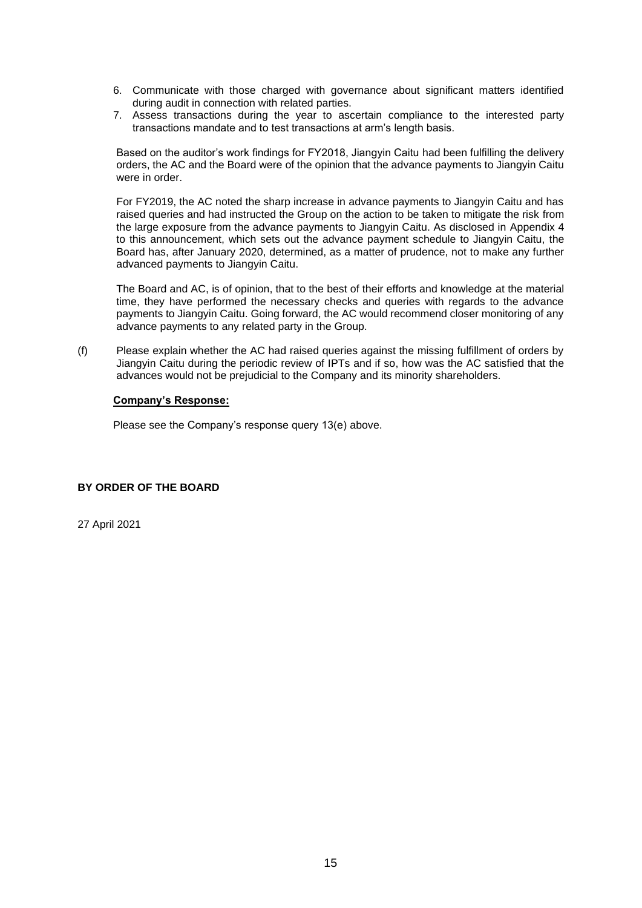6. Communicate with those charged with governance about significant matters identified during audit in connection with related parties.
7. Assess transactions during the year to ascertain compliance to the interested party transactions mandate and to test transactions at arm's length basis.

Based on the auditor's work findings for FY2018, Jiangyin Caitu had been fulfilling the delivery orders, the AC and the Board were of the opinion that the advance payments to Jiangyin Caitu were in order.

For FY2019, the AC noted the sharp increase in advance payments to Jiangyin Caitu and has raised queries and had instructed the Group on the action to be taken to mitigate the risk from the large exposure from the advance payments to Jiangyin Caitu. As disclosed in Appendix 4 to this announcement, which sets out the advance payment schedule to Jiangyin Caitu, the Board has, after January 2020, determined, as a matter of prudence, not to make any further advanced payments to Jiangyin Caitu.

The Board and AC, is of opinion, that to the best of their efforts and knowledge at the material time, they have performed the necessary checks and queries with regards to the advance payments to Jiangyin Caitu. Going forward, the AC would recommend closer monitoring of any advance payments to any related party in the Group.

(f) Please explain whether the AC had raised queries against the missing fulfillment of orders by Jiangyin Caitu during the periodic review of IPTs and if so, how was the AC satisfied that the advances would not be prejudicial to the Company and its minority shareholders.

**Company's Response:**

Please see the Company's response query 13(e) above.

**BY ORDER OF THE BOARD**

27 April 2021